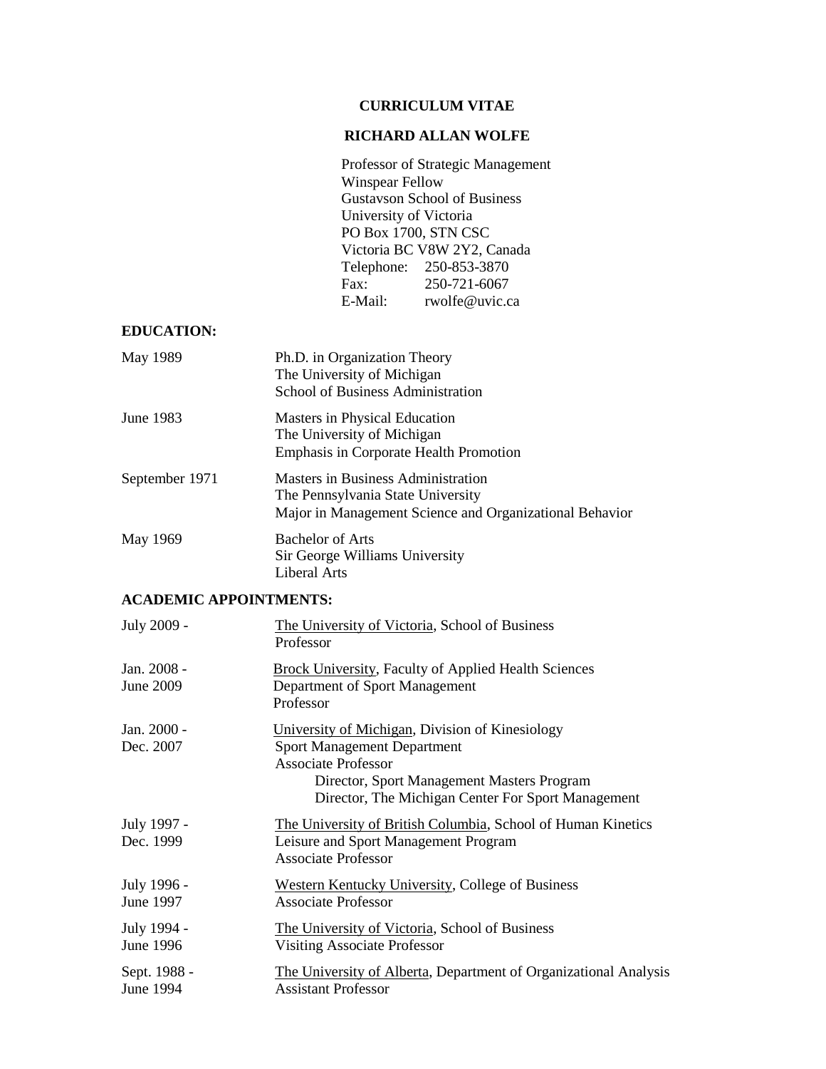# CURRICULUM VITAE

## RICHARD ALLAN WOLFE

Professor of Strategic Management
Winspear Fellow
Gustavson School of Business
University of Victoria
PO Box 1700, STN CSC
Victoria BC V8W 2Y2, Canada
Telephone: 250-853-3870
Fax: 250-721-6067
E-Mail: rwolfe@uvic.ca

### EDUCATION:

| | |
|---|---|
| May 1989 | Ph.D. in Organization Theory<br>The University of Michigan<br>School of Business Administration |
| June 1983 | Masters in Physical Education<br>The University of Michigan<br>Emphasis in Corporate Health Promotion |
| September 1971 | Masters in Business Administration<br>The Pennsylvania State University<br>Major in Management Science and Organizational Behavior |
| May 1969 | Bachelor of Arts<br>Sir George Williams University<br>Liberal Arts |

### ACADEMIC APPOINTMENTS:

| | |
|---|---|
| July 2009 - | The University of Victoria, School of Business<br>Professor |
| Jan. 2008 - June 2009 | Brock University, Faculty of Applied Health Sciences<br>Department of Sport Management<br>Professor |
| Jan. 2000 - Dec. 2007 | University of Michigan, Division of Kinesiology<br>Sport Management Department<br>Associate Professor<br>Director, Sport Management Masters Program<br>Director, The Michigan Center For Sport Management |
| July 1997 - Dec. 1999 | The University of British Columbia, School of Human Kinetics<br>Leisure and Sport Management Program<br>Associate Professor |
| July 1996 - June 1997 | Western Kentucky University, College of Business<br>Associate Professor |
| July 1994 - June 1996 | The University of Victoria, School of Business<br>Visiting Associate Professor |
| Sept. 1988 - June 1994 | The University of Alberta, Department of Organizational Analysis<br>Assistant Professor |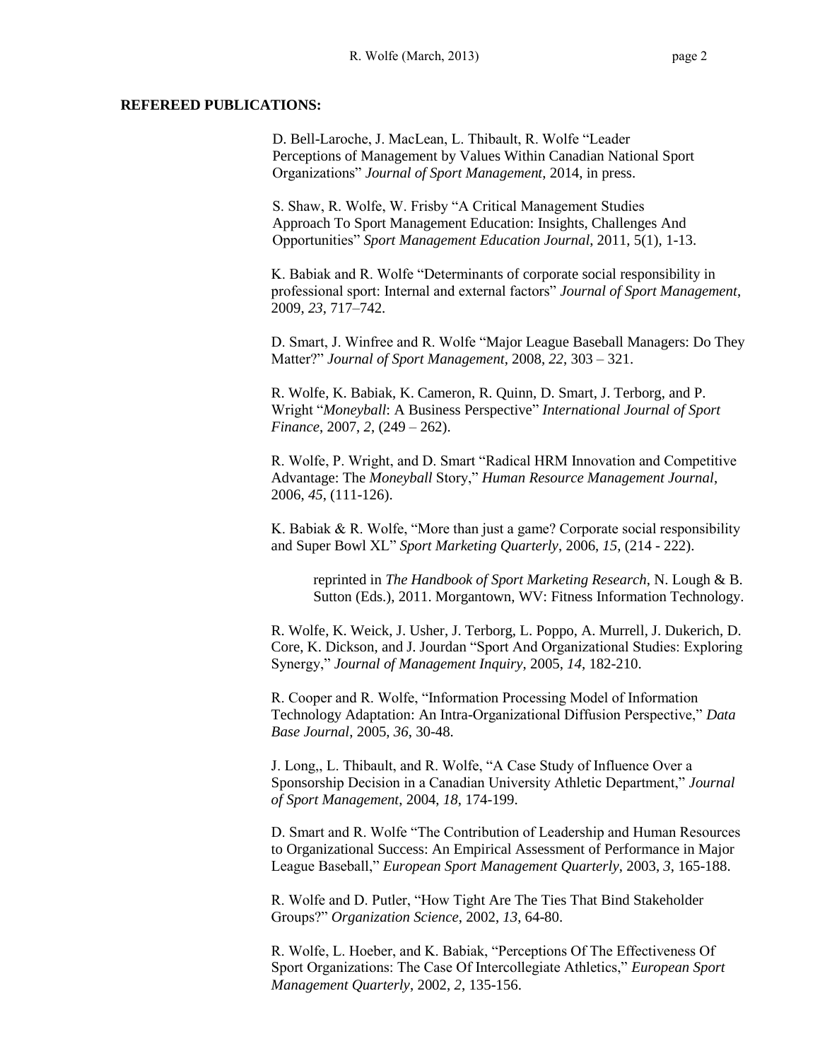**REFEREED PUBLICATIONS:**

D. Bell-Laroche, J. MacLean, L. Thibault, R. Wolfe "Leader Perceptions of Management by Values Within Canadian National Sport Organizations" *Journal of Sport Management*, 2014, in press.

S. Shaw, R. Wolfe, W. Frisby "A Critical Management Studies Approach To Sport Management Education: Insights, Challenges And Opportunities" *Sport Management Education Journal*, 2011, 5(1), 1-13.

K. Babiak and R. Wolfe "Determinants of corporate social responsibility in professional sport: Internal and external factors" *Journal of Sport Management*, 2009, *23*, 717–742.

D. Smart, J. Winfree and R. Wolfe "Major League Baseball Managers: Do They Matter?" *Journal of Sport Management*, 2008, *22*, 303 – 321.

R. Wolfe, K. Babiak, K. Cameron, R. Quinn, D. Smart, J. Terborg, and P. Wright "*Moneyball*: A Business Perspective" *International Journal of Sport Finance*, 2007, *2*, (249 – 262).

R. Wolfe, P. Wright, and D. Smart "Radical HRM Innovation and Competitive Advantage: The *Moneyball* Story," *Human Resource Management Journal*, 2006, *45*, (111-126).

K. Babiak & R. Wolfe, "More than just a game? Corporate social responsibility and Super Bowl XL" *Sport Marketing Quarterly*, 2006, *15*, (214 - 222).

reprinted in *The Handbook of Sport Marketing Research*, N. Lough & B. Sutton (Eds.), 2011. Morgantown, WV: Fitness Information Technology.

R. Wolfe, K. Weick, J. Usher, J. Terborg, L. Poppo, A. Murrell, J. Dukerich, D. Core, K. Dickson, and J. Jourdan "Sport And Organizational Studies: Exploring Synergy," *Journal of Management Inquiry*, 2005, *14*, 182-210.

R. Cooper and R. Wolfe, "Information Processing Model of Information Technology Adaptation: An Intra-Organizational Diffusion Perspective," *Data Base Journal*, 2005, *36*, 30-48.

J. Long,, L. Thibault, and R. Wolfe, "A Case Study of Influence Over a Sponsorship Decision in a Canadian University Athletic Department," *Journal of Sport Management*, 2004, *18*, 174-199.

D. Smart and R. Wolfe "The Contribution of Leadership and Human Resources to Organizational Success: An Empirical Assessment of Performance in Major League Baseball," *European Sport Management Quarterly*, 2003, *3*, 165-188.

R. Wolfe and D. Putler, "How Tight Are The Ties That Bind Stakeholder Groups?" *Organization Science*, 2002, *13*, 64-80.

R. Wolfe, L. Hoeber, and K. Babiak, "Perceptions Of The Effectiveness Of Sport Organizations: The Case Of Intercollegiate Athletics," *European Sport Management Quarterly*, 2002, *2*, 135-156.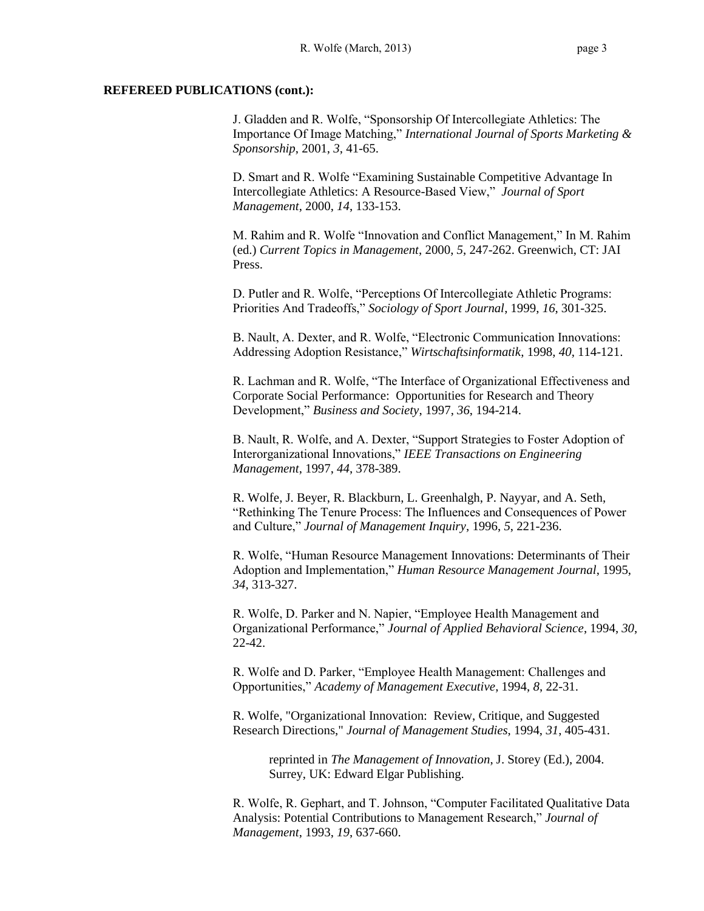**REFEREED PUBLICATIONS (cont.):**

J. Gladden and R. Wolfe, "Sponsorship Of Intercollegiate Athletics: The Importance Of Image Matching," *International Journal of Sports Marketing & Sponsorship*, 2001, *3*, 41-65.

D. Smart and R. Wolfe "Examining Sustainable Competitive Advantage In Intercollegiate Athletics: A Resource-Based View," *Journal of Sport Management*, 2000, *14*, 133-153.

M. Rahim and R. Wolfe "Innovation and Conflict Management," In M. Rahim (ed.) *Current Topics in Management*, 2000, *5*, 247-262. Greenwich, CT: JAI Press.

D. Putler and R. Wolfe, "Perceptions Of Intercollegiate Athletic Programs: Priorities And Tradeoffs," *Sociology of Sport Journal*, 1999, *16*, 301-325.

B. Nault, A. Dexter, and R. Wolfe, "Electronic Communication Innovations: Addressing Adoption Resistance," *Wirtschaftsinformatik*, 1998, *40*, 114-121.

R. Lachman and R. Wolfe, "The Interface of Organizational Effectiveness and Corporate Social Performance: Opportunities for Research and Theory Development," *Business and Society*, 1997, *36*, 194-214.

B. Nault, R. Wolfe, and A. Dexter, "Support Strategies to Foster Adoption of Interorganizational Innovations," *IEEE Transactions on Engineering Management*, 1997, *44*, 378-389.

R. Wolfe, J. Beyer, R. Blackburn, L. Greenhalgh, P. Nayyar, and A. Seth, "Rethinking The Tenure Process: The Influences and Consequences of Power and Culture," *Journal of Management Inquiry*, 1996, *5*, 221-236.

R. Wolfe, "Human Resource Management Innovations: Determinants of Their Adoption and Implementation," *Human Resource Management Journal*, 1995, *34*, 313-327.

R. Wolfe, D. Parker and N. Napier, "Employee Health Management and Organizational Performance," *Journal of Applied Behavioral Science*, 1994, *30*, 22-42.

R. Wolfe and D. Parker, "Employee Health Management: Challenges and Opportunities," *Academy of Management Executive*, 1994, *8*, 22-31.

R. Wolfe, "Organizational Innovation: Review, Critique, and Suggested Research Directions," *Journal of Management Studies*, 1994, *31*, 405-431.

> reprinted in *The Management of Innovation*, J. Storey (Ed.), 2004. Surrey, UK: Edward Elgar Publishing.

R. Wolfe, R. Gephart, and T. Johnson, "Computer Facilitated Qualitative Data Analysis: Potential Contributions to Management Research," *Journal of Management*, 1993, *19*, 637-660.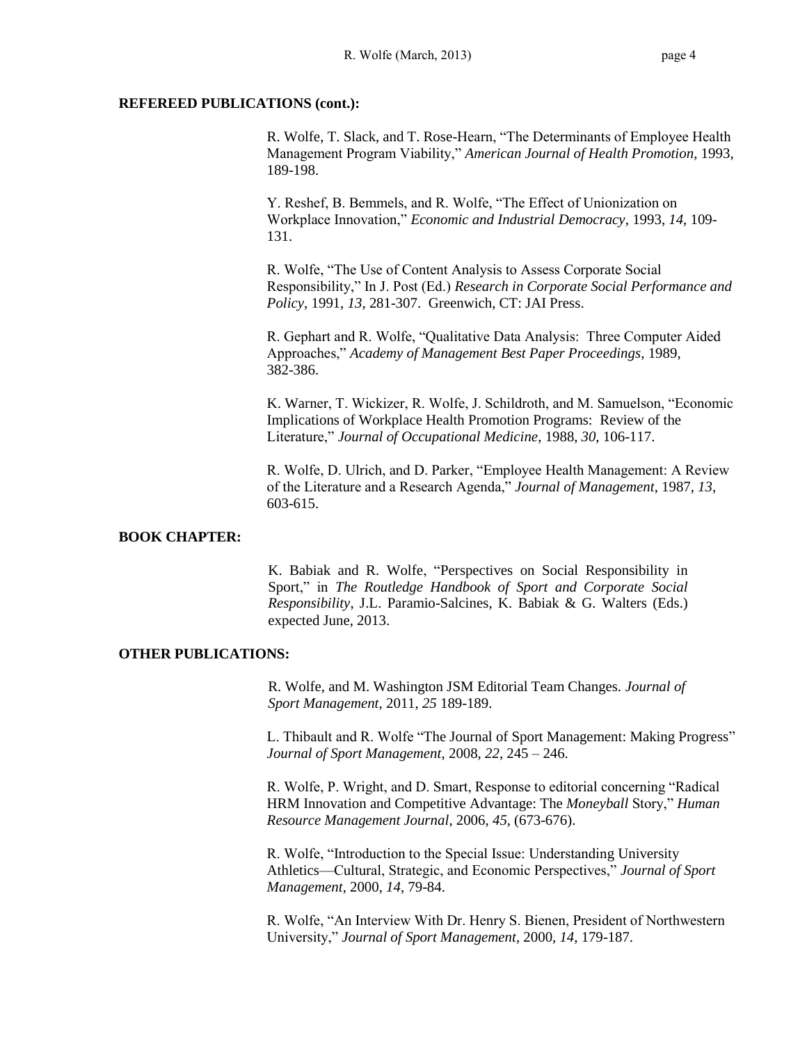**REFEREED PUBLICATIONS (cont.):**

R. Wolfe, T. Slack, and T. Rose-Hearn, "The Determinants of Employee Health Management Program Viability," *American Journal of Health Promotion*, 1993, 189-198.

Y. Reshef, B. Bemmels, and R. Wolfe, "The Effect of Unionization on Workplace Innovation," *Economic and Industrial Democracy*, 1993, *14*, 109-131.

R. Wolfe, "The Use of Content Analysis to Assess Corporate Social Responsibility," In J. Post (Ed.) *Research in Corporate Social Performance and Policy*, 1991, *13*, 281-307. Greenwich, CT: JAI Press.

R. Gephart and R. Wolfe, "Qualitative Data Analysis: Three Computer Aided Approaches," *Academy of Management Best Paper Proceedings*, 1989, 382-386.

K. Warner, T. Wickizer, R. Wolfe, J. Schildroth, and M. Samuelson, "Economic Implications of Workplace Health Promotion Programs: Review of the Literature," *Journal of Occupational Medicine*, 1988, *30*, 106-117.

R. Wolfe, D. Ulrich, and D. Parker, "Employee Health Management: A Review of the Literature and a Research Agenda," *Journal of Management*, 1987, *13*, 603-615.

**BOOK CHAPTER:**

K. Babiak and R. Wolfe, "Perspectives on Social Responsibility in Sport," in *The Routledge Handbook of Sport and Corporate Social Responsibility*, J.L. Paramio-Salcines, K. Babiak & G. Walters (Eds.) expected June, 2013.

**OTHER PUBLICATIONS:**

R. Wolfe, and M. Washington JSM Editorial Team Changes. *Journal of Sport Management*, 2011, *25* 189-189.

L. Thibault and R. Wolfe "The Journal of Sport Management: Making Progress" *Journal of Sport Management*, 2008, *22*, 245 – 246.

R. Wolfe, P. Wright, and D. Smart, Response to editorial concerning "Radical HRM Innovation and Competitive Advantage: The *Moneyball* Story," *Human Resource Management Journal*, 2006, *45*, (673-676).

R. Wolfe, "Introduction to the Special Issue: Understanding University Athletics—Cultural, Strategic, and Economic Perspectives," *Journal of Sport Management*, 2000, *14*, 79-84.

R. Wolfe, "An Interview With Dr. Henry S. Bienen, President of Northwestern University," *Journal of Sport Management*, 2000, *14*, 179-187.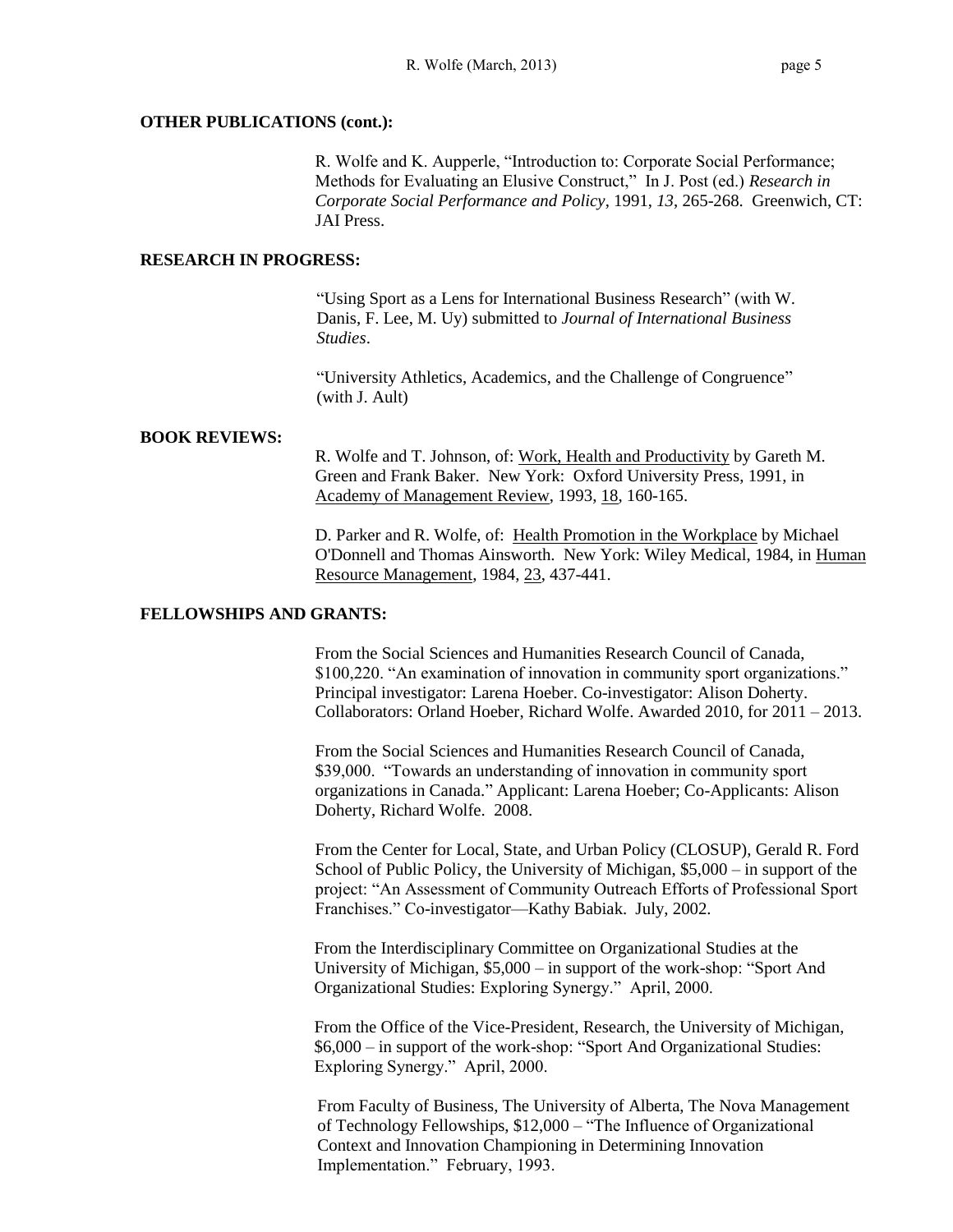**OTHER PUBLICATIONS (cont.):**

R. Wolfe and K. Aupperle, "Introduction to: Corporate Social Performance; Methods for Evaluating an Elusive Construct," In J. Post (ed.) *Research in Corporate Social Performance and Policy*, 1991, *13*, 265-268. Greenwich, CT: JAI Press.

**RESEARCH IN PROGRESS:**

"Using Sport as a Lens for International Business Research" (with W. Danis, F. Lee, M. Uy) submitted to *Journal of International Business Studies*.

"University Athletics, Academics, and the Challenge of Congruence" (with J. Ault)

**BOOK REVIEWS:**

R. Wolfe and T. Johnson, of: <u>Work, Health and Productivity</u> by Gareth M. Green and Frank Baker. New York: Oxford University Press, 1991, in <u>Academy of Management Review</u>, 1993, <u>18</u>, 160-165.

D. Parker and R. Wolfe, of: <u>Health Promotion in the Workplace</u> by Michael O'Donnell and Thomas Ainsworth. New York: Wiley Medical, 1984, in <u>Human Resource Management</u>, 1984, <u>23</u>, 437-441.

**FELLOWSHIPS AND GRANTS:**

From the Social Sciences and Humanities Research Council of Canada, $100,220. "An examination of innovation in community sport organizations." Principal investigator: Larena Hoeber. Co-investigator: Alison Doherty. Collaborators: Orland Hoeber, Richard Wolfe. Awarded 2010, for 2011 – 2013.

From the Social Sciences and Humanities Research Council of Canada, $39,000. "Towards an understanding of innovation in community sport organizations in Canada." Applicant: Larena Hoeber; Co-Applicants: Alison Doherty, Richard Wolfe. 2008.

From the Center for Local, State, and Urban Policy (CLOSUP), Gerald R. Ford School of Public Policy, the University of Michigan, $5,000 – in support of the project: "An Assessment of Community Outreach Efforts of Professional Sport Franchises." Co-investigator—Kathy Babiak. July, 2002.

From the Interdisciplinary Committee on Organizational Studies at the University of Michigan, $5,000 – in support of the work-shop: "Sport And Organizational Studies: Exploring Synergy." April, 2000.

From the Office of the Vice-President, Research, the University of Michigan, $6,000 – in support of the work-shop: "Sport And Organizational Studies: Exploring Synergy." April, 2000.

From Faculty of Business, The University of Alberta, The Nova Management of Technology Fellowships, $12,000 – "The Influence of Organizational Context and Innovation Championing in Determining Innovation Implementation." February, 1993.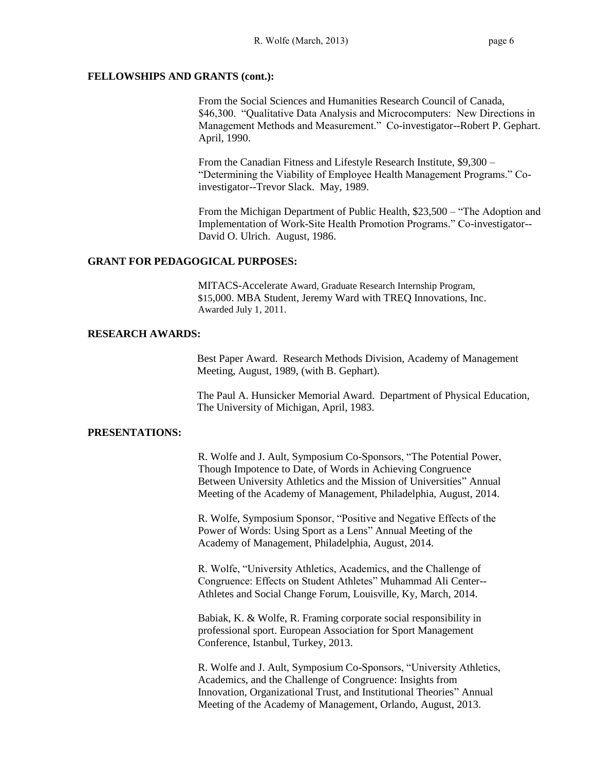**FELLOWSHIPS AND GRANTS (cont.):**

From the Social Sciences and Humanities Research Council of Canada, $46,300. "Qualitative Data Analysis and Microcomputers: New Directions in Management Methods and Measurement." Co-investigator--Robert P. Gephart. April, 1990.

From the Canadian Fitness and Lifestyle Research Institute, $9,300 – "Determining the Viability of Employee Health Management Programs." Co-investigator--Trevor Slack. May, 1989.

From the Michigan Department of Public Health, $23,500 – "The Adoption and Implementation of Work-Site Health Promotion Programs." Co-investigator--David O. Ulrich. August, 1986.

**GRANT FOR PEDAGOGICAL PURPOSES:**

MITACS-Accelerate Award, Graduate Research Internship Program, $15,000. MBA Student, Jeremy Ward with TREQ Innovations, Inc. Awarded July 1, 2011.

**RESEARCH AWARDS:**

Best Paper Award. Research Methods Division, Academy of Management Meeting, August, 1989, (with B. Gephart).

The Paul A. Hunsicker Memorial Award. Department of Physical Education, The University of Michigan, April, 1983.

**PRESENTATIONS:**

R. Wolfe and J. Ault, Symposium Co-Sponsors, "The Potential Power, Though Impotence to Date, of Words in Achieving Congruence Between University Athletics and the Mission of Universities" Annual Meeting of the Academy of Management, Philadelphia, August, 2014.

R. Wolfe, Symposium Sponsor, "Positive and Negative Effects of the Power of Words: Using Sport as a Lens" Annual Meeting of the Academy of Management, Philadelphia, August, 2014.

R. Wolfe, "University Athletics, Academics, and the Challenge of Congruence: Effects on Student Athletes" Muhammad Ali Center--Athletes and Social Change Forum, Louisville, Ky, March, 2014.

Babiak, K. & Wolfe, R. Framing corporate social responsibility in professional sport. European Association for Sport Management Conference, Istanbul, Turkey, 2013.

R. Wolfe and J. Ault, Symposium Co-Sponsors, "University Athletics, Academics, and the Challenge of Congruence: Insights from Innovation, Organizational Trust, and Institutional Theories" Annual Meeting of the Academy of Management, Orlando, August, 2013.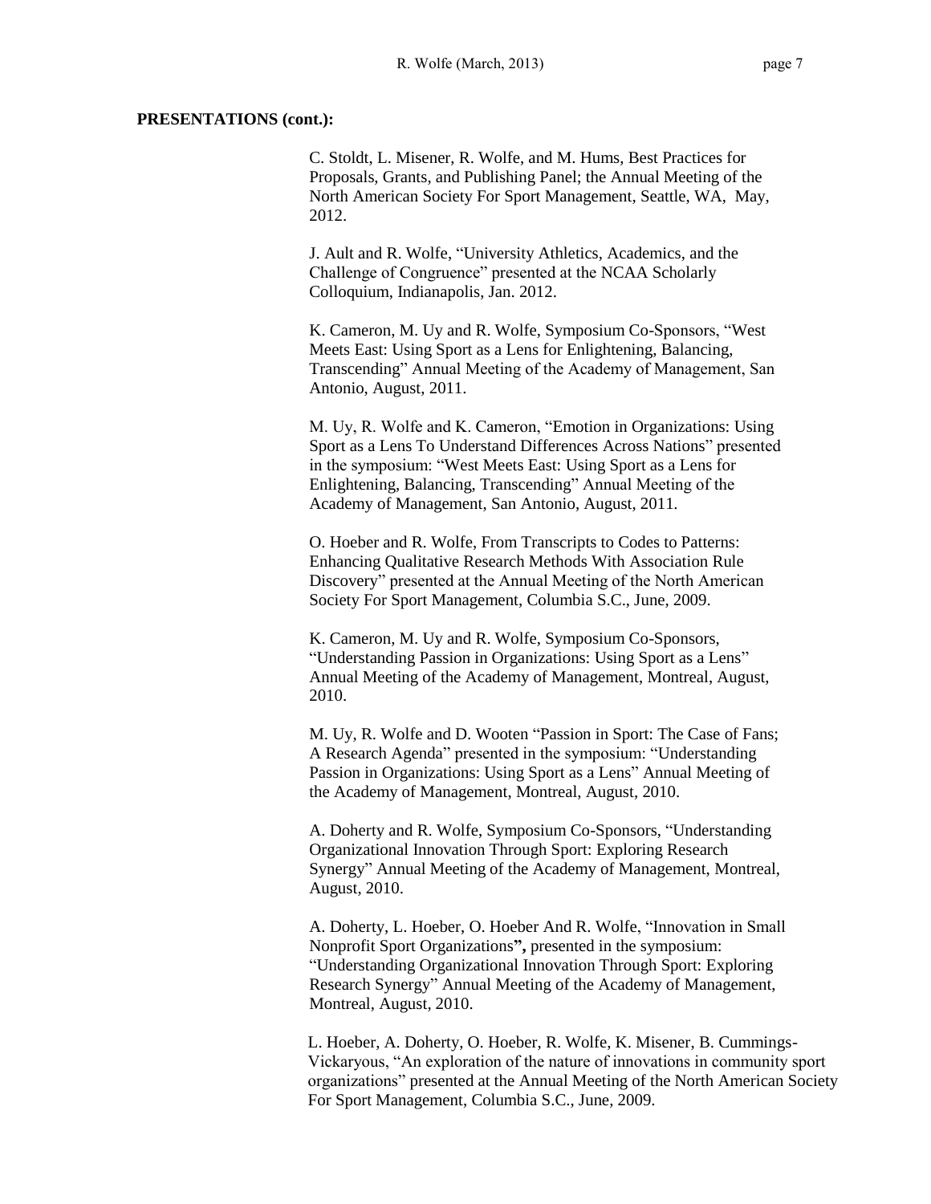**PRESENTATIONS (cont.):**

C. Stoldt, L. Misener, R. Wolfe, and M. Hums, Best Practices for Proposals, Grants, and Publishing Panel; the Annual Meeting of the North American Society For Sport Management, Seattle, WA, May, 2012.

J. Ault and R. Wolfe, "University Athletics, Academics, and the Challenge of Congruence" presented at the NCAA Scholarly Colloquium, Indianapolis, Jan. 2012.

K. Cameron, M. Uy and R. Wolfe, Symposium Co-Sponsors, "West Meets East: Using Sport as a Lens for Enlightening, Balancing, Transcending" Annual Meeting of the Academy of Management, San Antonio, August, 2011.

M. Uy, R. Wolfe and K. Cameron, "Emotion in Organizations: Using Sport as a Lens To Understand Differences Across Nations" presented in the symposium: "West Meets East: Using Sport as a Lens for Enlightening, Balancing, Transcending" Annual Meeting of the Academy of Management, San Antonio, August, 2011.

O. Hoeber and R. Wolfe, From Transcripts to Codes to Patterns: Enhancing Qualitative Research Methods With Association Rule Discovery" presented at the Annual Meeting of the North American Society For Sport Management, Columbia S.C., June, 2009.

K. Cameron, M. Uy and R. Wolfe, Symposium Co-Sponsors, "Understanding Passion in Organizations: Using Sport as a Lens" Annual Meeting of the Academy of Management, Montreal, August, 2010.

M. Uy, R. Wolfe and D. Wooten "Passion in Sport: The Case of Fans; A Research Agenda" presented in the symposium: "Understanding Passion in Organizations: Using Sport as a Lens" Annual Meeting of the Academy of Management, Montreal, August, 2010.

A. Doherty and R. Wolfe, Symposium Co-Sponsors, "Understanding Organizational Innovation Through Sport: Exploring Research Synergy" Annual Meeting of the Academy of Management, Montreal, August, 2010.

A. Doherty, L. Hoeber, O. Hoeber And R. Wolfe, "Innovation in Small Nonprofit Sport Organizations**",** presented in the symposium: "Understanding Organizational Innovation Through Sport: Exploring Research Synergy" Annual Meeting of the Academy of Management, Montreal, August, 2010.

L. Hoeber, A. Doherty, O. Hoeber, R. Wolfe, K. Misener, B. Cummings-Vickaryous, "An exploration of the nature of innovations in community sport organizations" presented at the Annual Meeting of the North American Society For Sport Management, Columbia S.C., June, 2009.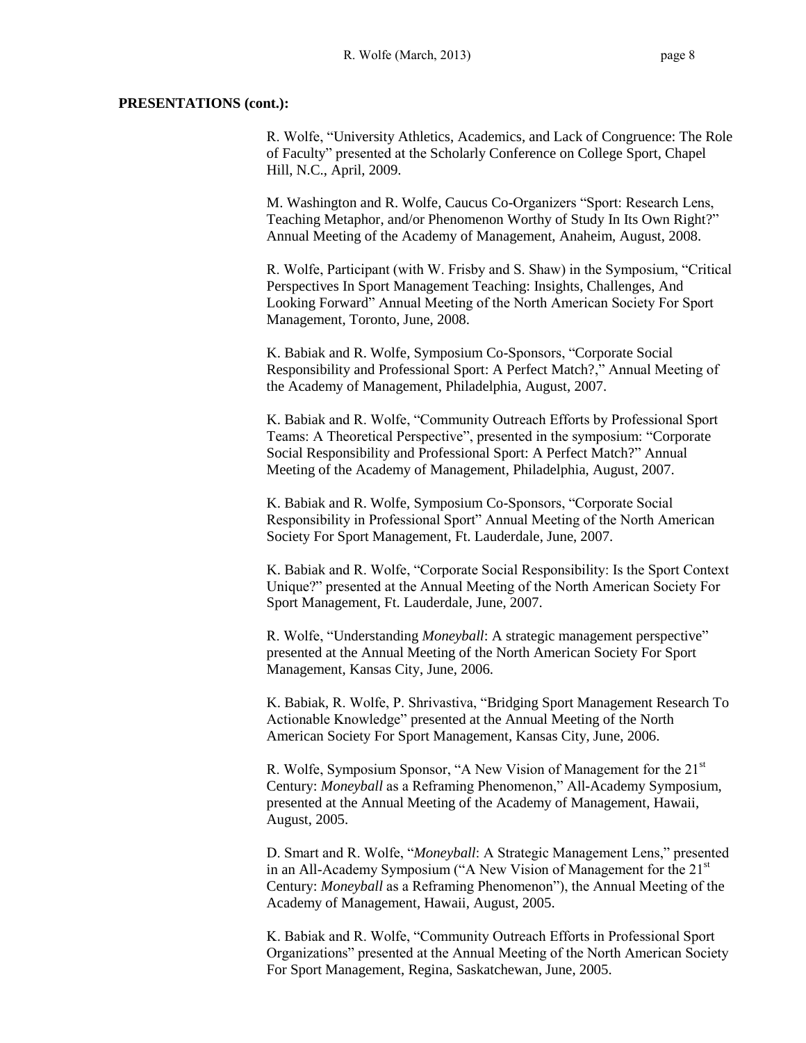**PRESENTATIONS (cont.):**

R. Wolfe, "University Athletics, Academics, and Lack of Congruence: The Role of Faculty" presented at the Scholarly Conference on College Sport, Chapel Hill, N.C., April, 2009.

M. Washington and R. Wolfe, Caucus Co-Organizers "Sport: Research Lens, Teaching Metaphor, and/or Phenomenon Worthy of Study In Its Own Right?" Annual Meeting of the Academy of Management, Anaheim, August, 2008.

R. Wolfe, Participant (with W. Frisby and S. Shaw) in the Symposium, "Critical Perspectives In Sport Management Teaching: Insights, Challenges, And Looking Forward" Annual Meeting of the North American Society For Sport Management, Toronto, June, 2008.

K. Babiak and R. Wolfe, Symposium Co-Sponsors, "Corporate Social Responsibility and Professional Sport: A Perfect Match?," Annual Meeting of the Academy of Management, Philadelphia, August, 2007.

K. Babiak and R. Wolfe, "Community Outreach Efforts by Professional Sport Teams: A Theoretical Perspective", presented in the symposium: "Corporate Social Responsibility and Professional Sport: A Perfect Match?" Annual Meeting of the Academy of Management, Philadelphia, August, 2007.

K. Babiak and R. Wolfe, Symposium Co-Sponsors, "Corporate Social Responsibility in Professional Sport" Annual Meeting of the North American Society For Sport Management, Ft. Lauderdale, June, 2007.

K. Babiak and R. Wolfe, "Corporate Social Responsibility: Is the Sport Context Unique?" presented at the Annual Meeting of the North American Society For Sport Management, Ft. Lauderdale, June, 2007.

R. Wolfe, "Understanding *Moneyball*: A strategic management perspective" presented at the Annual Meeting of the North American Society For Sport Management, Kansas City, June, 2006.

K. Babiak, R. Wolfe, P. Shrivastiva, "Bridging Sport Management Research To Actionable Knowledge" presented at the Annual Meeting of the North American Society For Sport Management, Kansas City, June, 2006.

R. Wolfe, Symposium Sponsor, "A New Vision of Management for the 21st Century: *Moneyball* as a Reframing Phenomenon," All-Academy Symposium, presented at the Annual Meeting of the Academy of Management, Hawaii, August, 2005.

D. Smart and R. Wolfe, "*Moneyball*: A Strategic Management Lens," presented in an All-Academy Symposium ("A New Vision of Management for the 21st Century: *Moneyball* as a Reframing Phenomenon"), the Annual Meeting of the Academy of Management, Hawaii, August, 2005.

K. Babiak and R. Wolfe, "Community Outreach Efforts in Professional Sport Organizations" presented at the Annual Meeting of the North American Society For Sport Management, Regina, Saskatchewan, June, 2005.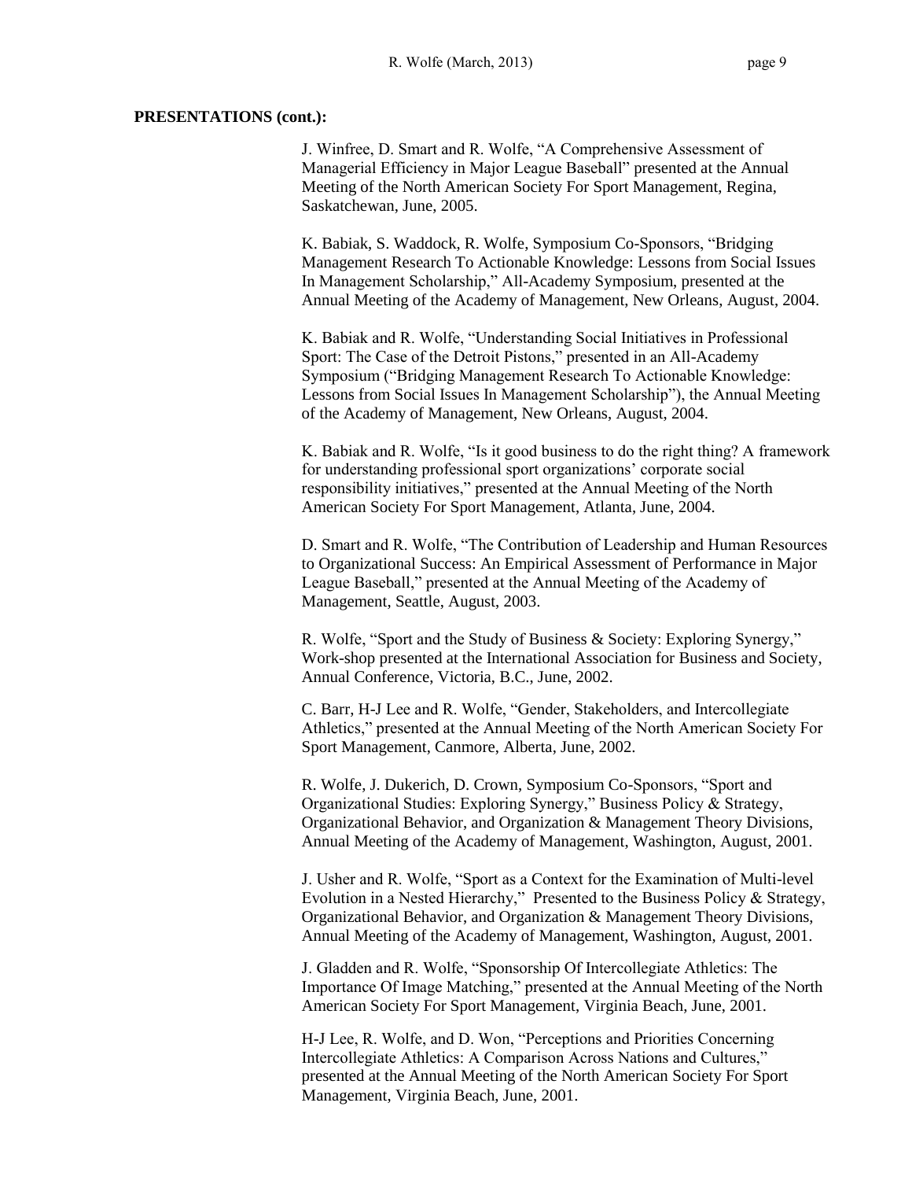**PRESENTATIONS (cont.):**

J. Winfree, D. Smart and R. Wolfe, "A Comprehensive Assessment of Managerial Efficiency in Major League Baseball" presented at the Annual Meeting of the North American Society For Sport Management, Regina, Saskatchewan, June, 2005.

K. Babiak, S. Waddock, R. Wolfe, Symposium Co-Sponsors, "Bridging Management Research To Actionable Knowledge: Lessons from Social Issues In Management Scholarship," All-Academy Symposium, presented at the Annual Meeting of the Academy of Management, New Orleans, August, 2004.

K. Babiak and R. Wolfe, "Understanding Social Initiatives in Professional Sport: The Case of the Detroit Pistons," presented in an All-Academy Symposium ("Bridging Management Research To Actionable Knowledge: Lessons from Social Issues In Management Scholarship"), the Annual Meeting of the Academy of Management, New Orleans, August, 2004.

K. Babiak and R. Wolfe, "Is it good business to do the right thing? A framework for understanding professional sport organizations' corporate social responsibility initiatives," presented at the Annual Meeting of the North American Society For Sport Management, Atlanta, June, 2004.

D. Smart and R. Wolfe, "The Contribution of Leadership and Human Resources to Organizational Success: An Empirical Assessment of Performance in Major League Baseball," presented at the Annual Meeting of the Academy of Management, Seattle, August, 2003.

R. Wolfe, "Sport and the Study of Business & Society: Exploring Synergy," Work-shop presented at the International Association for Business and Society, Annual Conference, Victoria, B.C., June, 2002.

C. Barr, H-J Lee and R. Wolfe, "Gender, Stakeholders, and Intercollegiate Athletics," presented at the Annual Meeting of the North American Society For Sport Management, Canmore, Alberta, June, 2002.

R. Wolfe, J. Dukerich, D. Crown, Symposium Co-Sponsors, "Sport and Organizational Studies: Exploring Synergy," Business Policy & Strategy, Organizational Behavior, and Organization & Management Theory Divisions, Annual Meeting of the Academy of Management, Washington, August, 2001.

J. Usher and R. Wolfe, "Sport as a Context for the Examination of Multi-level Evolution in a Nested Hierarchy," Presented to the Business Policy & Strategy, Organizational Behavior, and Organization & Management Theory Divisions, Annual Meeting of the Academy of Management, Washington, August, 2001.

J. Gladden and R. Wolfe, "Sponsorship Of Intercollegiate Athletics: The Importance Of Image Matching," presented at the Annual Meeting of the North American Society For Sport Management, Virginia Beach, June, 2001.

H-J Lee, R. Wolfe, and D. Won, "Perceptions and Priorities Concerning Intercollegiate Athletics: A Comparison Across Nations and Cultures," presented at the Annual Meeting of the North American Society For Sport Management, Virginia Beach, June, 2001.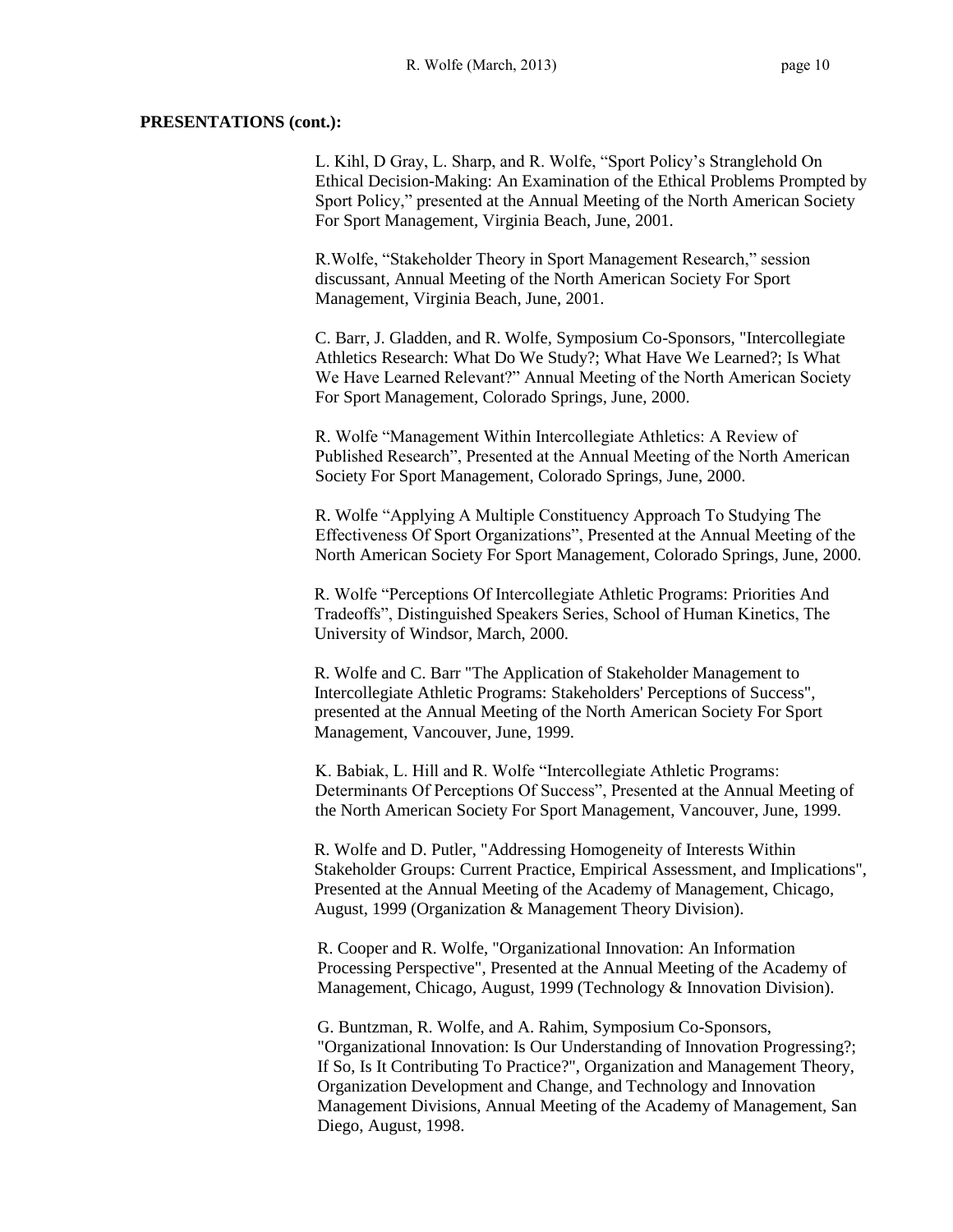**PRESENTATIONS (cont.):**

L. Kihl, D Gray, L. Sharp, and R. Wolfe, “Sport Policy’s Stranglehold On Ethical Decision-Making: An Examination of the Ethical Problems Prompted by Sport Policy,” presented at the Annual Meeting of the North American Society For Sport Management, Virginia Beach, June, 2001.

R.Wolfe, “Stakeholder Theory in Sport Management Research,” session discussant, Annual Meeting of the North American Society For Sport Management, Virginia Beach, June, 2001.

C. Barr, J. Gladden, and R. Wolfe, Symposium Co-Sponsors, "Intercollegiate Athletics Research: What Do We Study?; What Have We Learned?; Is What We Have Learned Relevant?” Annual Meeting of the North American Society For Sport Management, Colorado Springs, June, 2000.

R. Wolfe “Management Within Intercollegiate Athletics: A Review of Published Research”, Presented at the Annual Meeting of the North American Society For Sport Management, Colorado Springs, June, 2000.

R. Wolfe “Applying A Multiple Constituency Approach To Studying The Effectiveness Of Sport Organizations”, Presented at the Annual Meeting of the North American Society For Sport Management, Colorado Springs, June, 2000.

R. Wolfe “Perceptions Of Intercollegiate Athletic Programs: Priorities And Tradeoffs”, Distinguished Speakers Series, School of Human Kinetics, The University of Windsor, March, 2000.

R. Wolfe and C. Barr "The Application of Stakeholder Management to Intercollegiate Athletic Programs: Stakeholders' Perceptions of Success", presented at the Annual Meeting of the North American Society For Sport Management, Vancouver, June, 1999.

K. Babiak, L. Hill and R. Wolfe “Intercollegiate Athletic Programs: Determinants Of Perceptions Of Success”, Presented at the Annual Meeting of the North American Society For Sport Management, Vancouver, June, 1999.

R. Wolfe and D. Putler, "Addressing Homogeneity of Interests Within Stakeholder Groups: Current Practice, Empirical Assessment, and Implications", Presented at the Annual Meeting of the Academy of Management, Chicago, August, 1999 (Organization & Management Theory Division).

R. Cooper and R. Wolfe, "Organizational Innovation: An Information Processing Perspective", Presented at the Annual Meeting of the Academy of Management, Chicago, August, 1999 (Technology & Innovation Division).

G. Buntzman, R. Wolfe, and A. Rahim, Symposium Co-Sponsors, "Organizational Innovation: Is Our Understanding of Innovation Progressing?; If So, Is It Contributing To Practice?", Organization and Management Theory, Organization Development and Change, and Technology and Innovation Management Divisions, Annual Meeting of the Academy of Management, San Diego, August, 1998.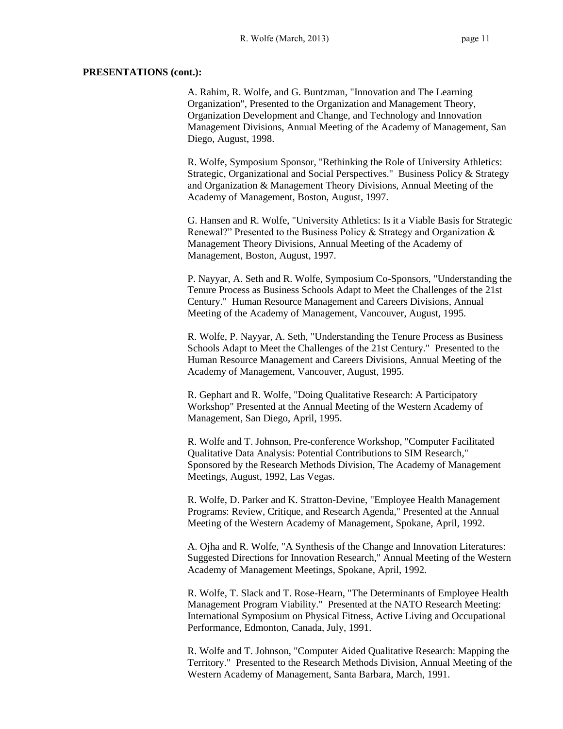**PRESENTATIONS (cont.):**

A. Rahim, R. Wolfe, and G. Buntzman, "Innovation and The Learning Organization", Presented to the Organization and Management Theory, Organization Development and Change, and Technology and Innovation Management Divisions, Annual Meeting of the Academy of Management, San Diego, August, 1998.

R. Wolfe, Symposium Sponsor, "Rethinking the Role of University Athletics: Strategic, Organizational and Social Perspectives." Business Policy & Strategy and Organization & Management Theory Divisions, Annual Meeting of the Academy of Management, Boston, August, 1997.

G. Hansen and R. Wolfe, "University Athletics: Is it a Viable Basis for Strategic Renewal?" Presented to the Business Policy & Strategy and Organization & Management Theory Divisions, Annual Meeting of the Academy of Management, Boston, August, 1997.

P. Nayyar, A. Seth and R. Wolfe, Symposium Co-Sponsors, "Understanding the Tenure Process as Business Schools Adapt to Meet the Challenges of the 21st Century." Human Resource Management and Careers Divisions, Annual Meeting of the Academy of Management, Vancouver, August, 1995.

R. Wolfe, P. Nayyar, A. Seth, "Understanding the Tenure Process as Business Schools Adapt to Meet the Challenges of the 21st Century." Presented to the Human Resource Management and Careers Divisions, Annual Meeting of the Academy of Management, Vancouver, August, 1995.

R. Gephart and R. Wolfe, "Doing Qualitative Research: A Participatory Workshop" Presented at the Annual Meeting of the Western Academy of Management, San Diego, April, 1995.

R. Wolfe and T. Johnson, Pre-conference Workshop, "Computer Facilitated Qualitative Data Analysis: Potential Contributions to SIM Research," Sponsored by the Research Methods Division, The Academy of Management Meetings, August, 1992, Las Vegas.

R. Wolfe, D. Parker and K. Stratton-Devine, "Employee Health Management Programs: Review, Critique, and Research Agenda," Presented at the Annual Meeting of the Western Academy of Management, Spokane, April, 1992.

A. Ojha and R. Wolfe, "A Synthesis of the Change and Innovation Literatures: Suggested Directions for Innovation Research," Annual Meeting of the Western Academy of Management Meetings, Spokane, April, 1992.

R. Wolfe, T. Slack and T. Rose-Hearn, "The Determinants of Employee Health Management Program Viability." Presented at the NATO Research Meeting: International Symposium on Physical Fitness, Active Living and Occupational Performance, Edmonton, Canada, July, 1991.

R. Wolfe and T. Johnson, "Computer Aided Qualitative Research: Mapping the Territory." Presented to the Research Methods Division, Annual Meeting of the Western Academy of Management, Santa Barbara, March, 1991.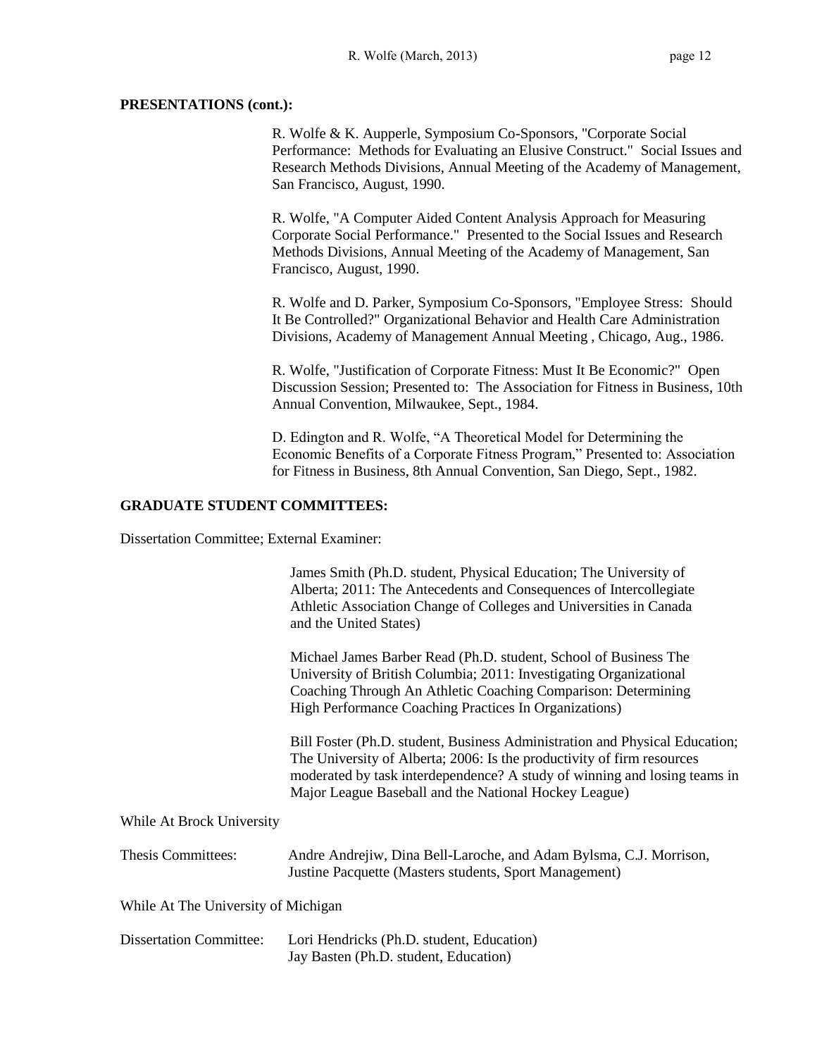**PRESENTATIONS (cont.):**

R. Wolfe & K. Aupperle, Symposium Co-Sponsors, "Corporate Social Performance: Methods for Evaluating an Elusive Construct." Social Issues and Research Methods Divisions, Annual Meeting of the Academy of Management, San Francisco, August, 1990.

R. Wolfe, "A Computer Aided Content Analysis Approach for Measuring Corporate Social Performance." Presented to the Social Issues and Research Methods Divisions, Annual Meeting of the Academy of Management, San Francisco, August, 1990.

R. Wolfe and D. Parker, Symposium Co-Sponsors, "Employee Stress: Should It Be Controlled?" Organizational Behavior and Health Care Administration Divisions, Academy of Management Annual Meeting , Chicago, Aug., 1986.

R. Wolfe, "Justification of Corporate Fitness: Must It Be Economic?" Open Discussion Session; Presented to: The Association for Fitness in Business, 10th Annual Convention, Milwaukee, Sept., 1984.

D. Edington and R. Wolfe, "A Theoretical Model for Determining the Economic Benefits of a Corporate Fitness Program," Presented to: Association for Fitness in Business, 8th Annual Convention, San Diego, Sept., 1982.

**GRADUATE STUDENT COMMITTEES:**

Dissertation Committee; External Examiner:

James Smith (Ph.D. student, Physical Education; The University of Alberta; 2011: The Antecedents and Consequences of Intercollegiate Athletic Association Change of Colleges and Universities in Canada and the United States)

Michael James Barber Read (Ph.D. student, School of Business The University of British Columbia; 2011: Investigating Organizational Coaching Through An Athletic Coaching Comparison: Determining High Performance Coaching Practices In Organizations)

Bill Foster (Ph.D. student, Business Administration and Physical Education; The University of Alberta; 2006: Is the productivity of firm resources moderated by task interdependence? A study of winning and losing teams in Major League Baseball and the National Hockey League)

While At Brock University

Thesis Committees: Andre Andrejiw, Dina Bell-Laroche, and Adam Bylsma, C.J. Morrison, Justine Pacquette (Masters students, Sport Management)

While At The University of Michigan

Dissertation Committee: Lori Hendricks (Ph.D. student, Education)
Jay Basten (Ph.D. student, Education)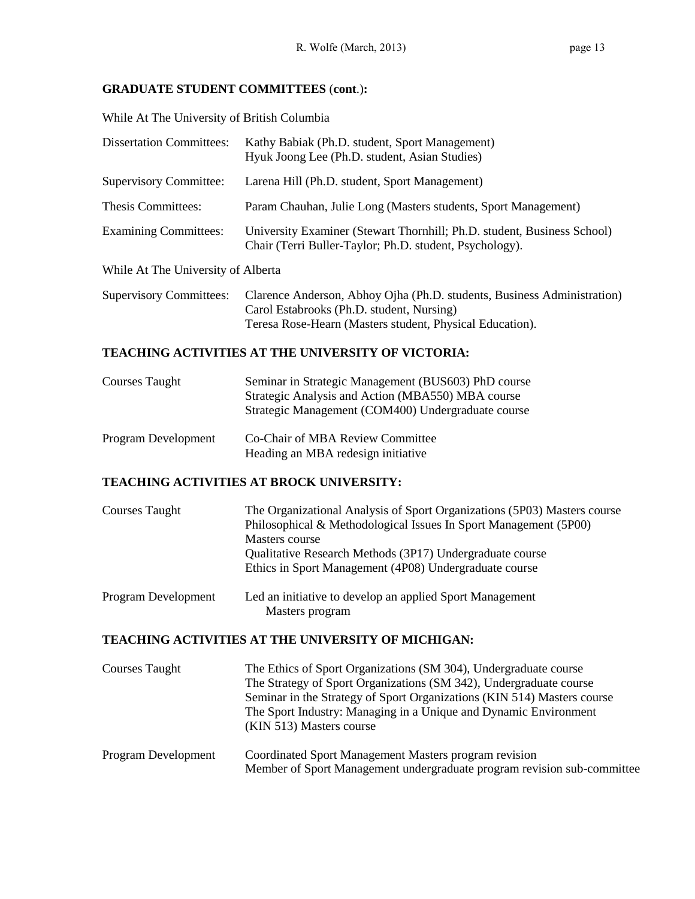## GRADUATE STUDENT COMMITTEES (cont.):

While At The University of British Columbia

| | |
|---|---|
| Dissertation Committees: | Kathy Babiak (Ph.D. student, Sport Management)<br>Hyuk Joong Lee (Ph.D. student, Asian Studies) |
| Supervisory Committee: | Larena Hill (Ph.D. student, Sport Management) |
| Thesis Committees: | Param Chauhan, Julie Long (Masters students, Sport Management) |
| Examining Committees: | University Examiner (Stewart Thornhill; Ph.D. student, Business School)<br>Chair (Terri Buller-Taylor; Ph.D. student, Psychology). |

While At The University of Alberta

| | |
|---|---|
| Supervisory Committees: | Clarence Anderson, Abhoy Ojha (Ph.D. students, Business Administration)<br>Carol Estabrooks (Ph.D. student, Nursing)<br>Teresa Rose-Hearn (Masters student, Physical Education). |

## TEACHING ACTIVITIES AT THE UNIVERSITY OF VICTORIA:

| | |
|---|---|
| Courses Taught | Seminar in Strategic Management (BUS603) PhD course<br>Strategic Analysis and Action (MBA550) MBA course<br>Strategic Management (COM400) Undergraduate course |
| Program Development | Co-Chair of MBA Review Committee<br>Heading an MBA redesign initiative |

## TEACHING ACTIVITIES AT BROCK UNIVERSITY:

| | |
|---|---|
| Courses Taught | The Organizational Analysis of Sport Organizations (5P03) Masters course<br>Philosophical & Methodological Issues In Sport Management (5P00) Masters course<br>Qualitative Research Methods (3P17) Undergraduate course<br>Ethics in Sport Management (4P08) Undergraduate course |
| Program Development | Led an initiative to develop an applied Sport Management Masters program |

## TEACHING ACTIVITIES AT THE UNIVERSITY OF MICHIGAN:

| | |
|---|---|
| Courses Taught | The Ethics of Sport Organizations (SM 304), Undergraduate course<br>The Strategy of Sport Organizations (SM 342), Undergraduate course<br>Seminar in the Strategy of Sport Organizations (KIN 514) Masters course<br>The Sport Industry: Managing in a Unique and Dynamic Environment (KIN 513) Masters course |
| Program Development | Coordinated Sport Management Masters program revision<br>Member of Sport Management undergraduate program revision sub-committee |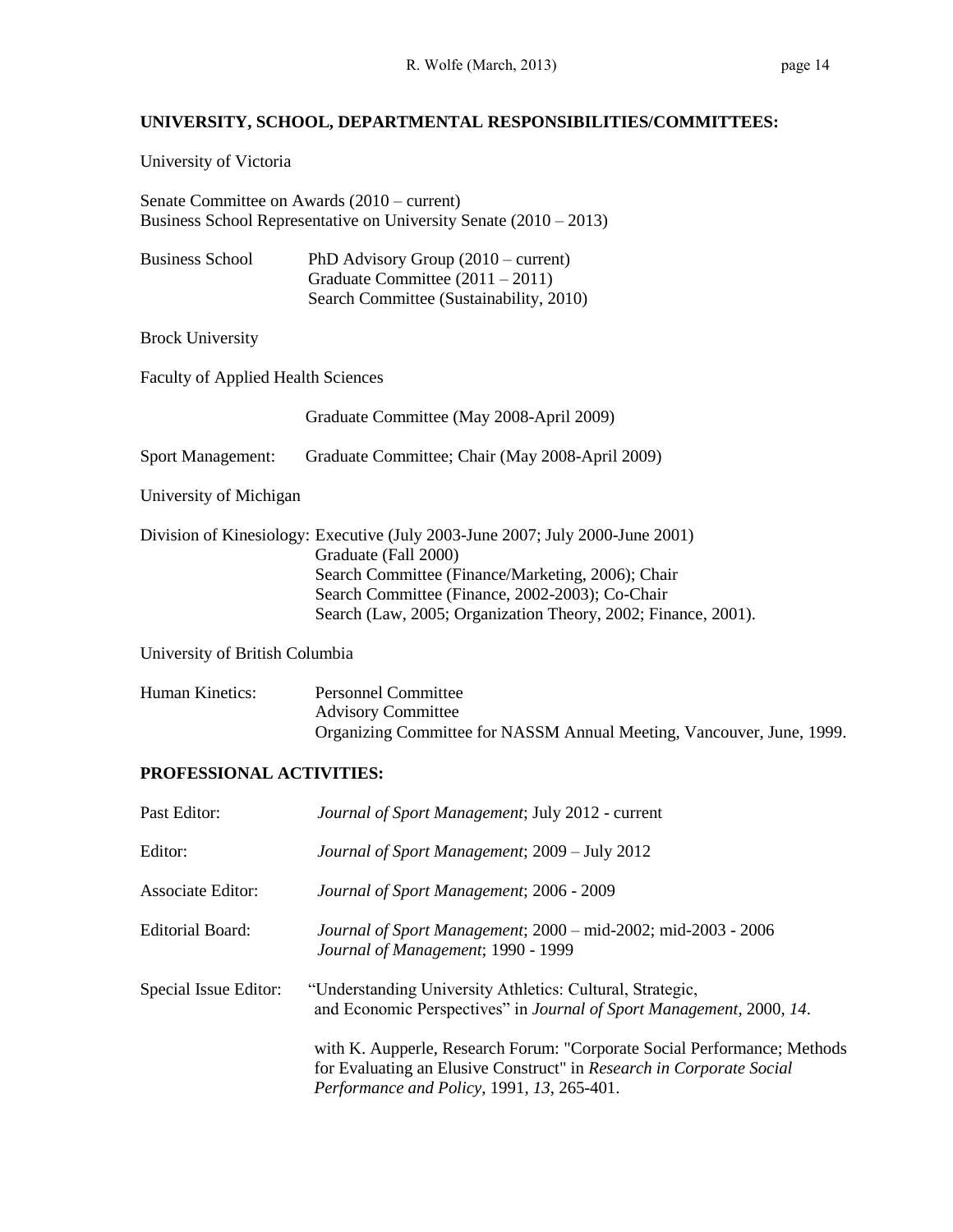## UNIVERSITY, SCHOOL, DEPARTMENTAL RESPONSIBILITIES/COMMITTEES:

University of Victoria

Senate Committee on Awards (2010 – current)
Business School Representative on University Senate (2010 – 2013)

Business School PhD Advisory Group (2010 – current)
Graduate Committee (2011 – 2011)
Search Committee (Sustainability, 2010)

Brock University

Faculty of Applied Health Sciences

Graduate Committee (May 2008-April 2009)

Sport Management: Graduate Committee; Chair (May 2008-April 2009)

University of Michigan

Division of Kinesiology: Executive (July 2003-June 2007; July 2000-June 2001)
Graduate (Fall 2000)
Search Committee (Finance/Marketing, 2006); Chair
Search Committee (Finance, 2002-2003); Co-Chair
Search (Law, 2005; Organization Theory, 2002; Finance, 2001).

University of British Columbia

Human Kinetics: Personnel Committee
Advisory Committee
Organizing Committee for NASSM Annual Meeting, Vancouver, June, 1999.

## PROFESSIONAL ACTIVITIES:

Past Editor: *Journal of Sport Management*; July 2012 - current

Editor: *Journal of Sport Management*; 2009 – July 2012

Associate Editor: *Journal of Sport Management*; 2006 - 2009

Editorial Board: *Journal of Sport Management*; 2000 – mid-2002; mid-2003 - 2006
*Journal of Management*; 1990 - 1999

Special Issue Editor: "Understanding University Athletics: Cultural, Strategic, and Economic Perspectives" in *Journal of Sport Management*, 2000, *14*.

with K. Aupperle, Research Forum: "Corporate Social Performance; Methods for Evaluating an Elusive Construct" in *Research in Corporate Social Performance and Policy*, 1991, *13*, 265-401.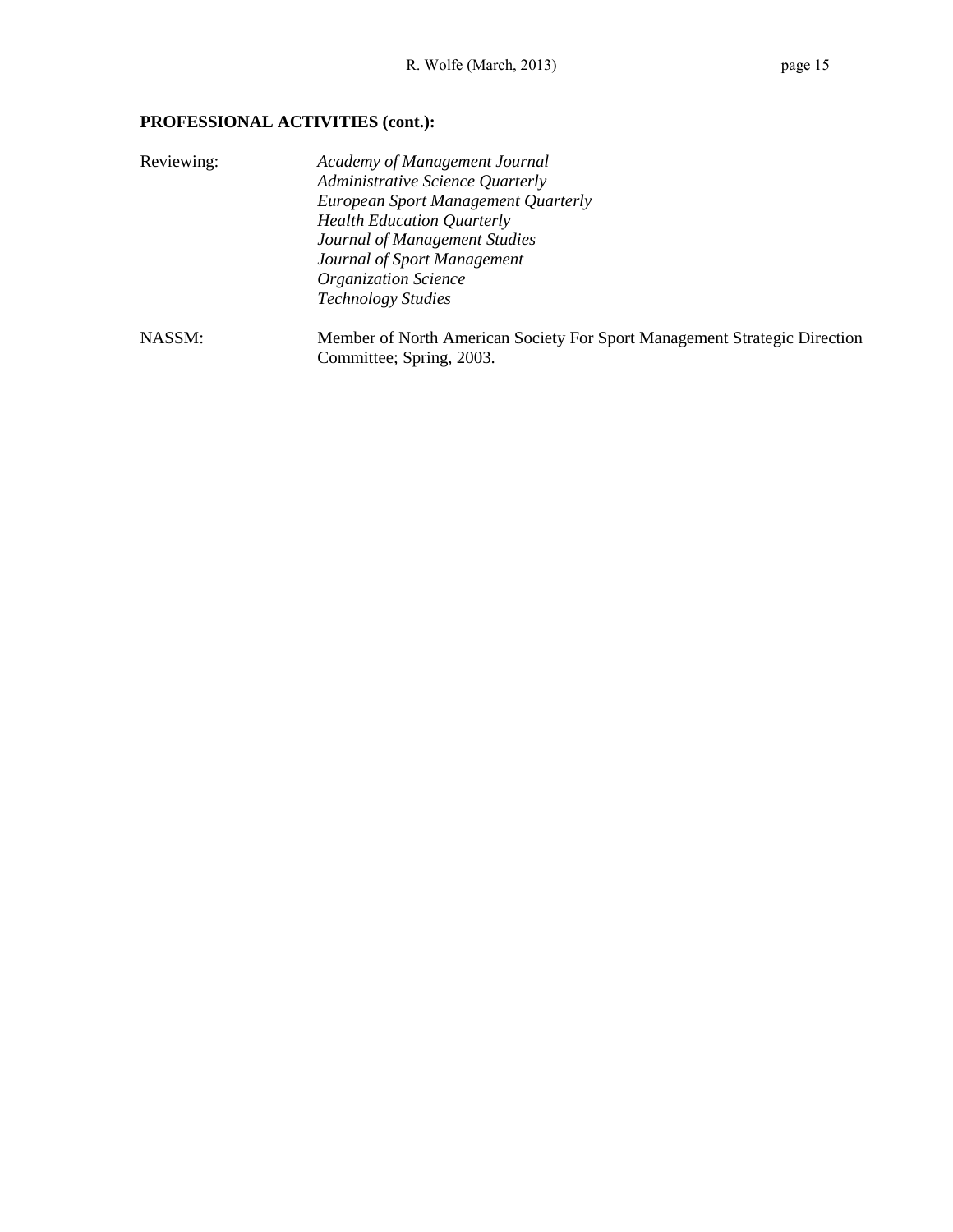**PROFESSIONAL ACTIVITIES (cont.):**

Reviewing:

*Academy of Management Journal*
*Administrative Science Quarterly*
*European Sport Management Quarterly*
*Health Education Quarterly*
*Journal of Management Studies*
*Journal of Sport Management*
*Organization Science*
*Technology Studies*

NASSM: Member of North American Society For Sport Management Strategic Direction Committee; Spring, 2003.